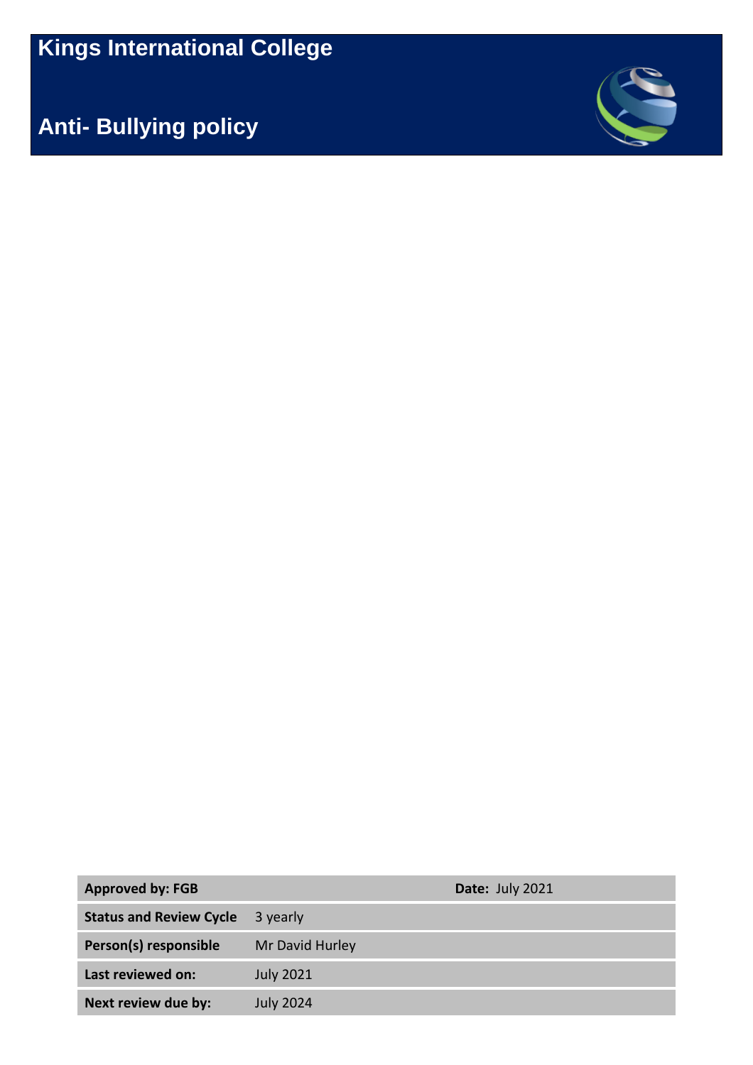# Kings International College

## Anti- Bullying policy

| **Approved by: FGB** | | **Date:** July 2021 |
|---|---|---|
| **Status and Review Cycle** | 3 yearly | |
| **Person(s) responsible** | Mr David Hurley | |
| **Last reviewed on:** | July 2021 | |
| **Next review due by:** | July 2024 | |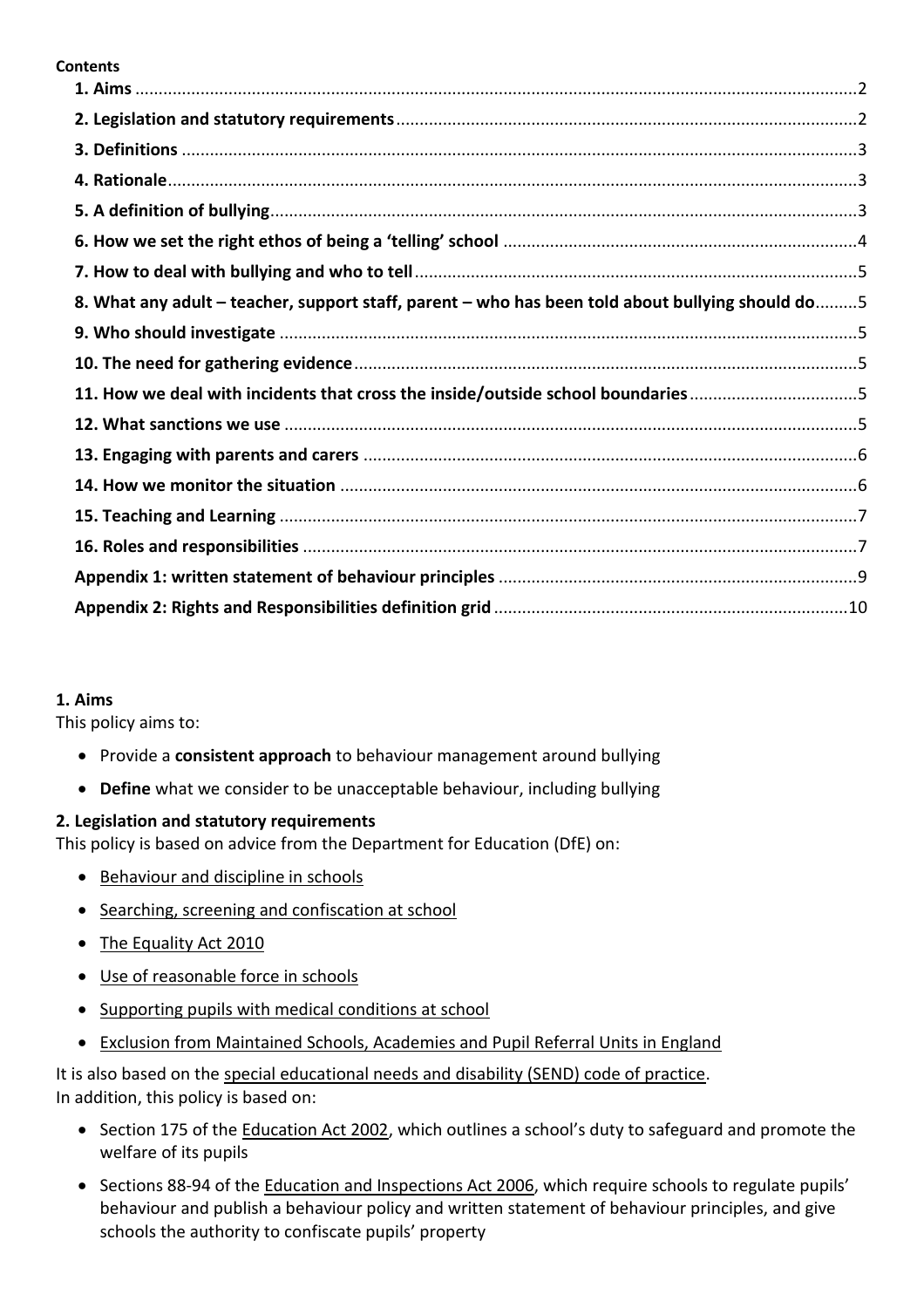**Contents**

**1. Aims** ........................................................................................................................................2
**2. Legislation and statutory requirements**.................................................................................2
**3. Definitions** ..............................................................................................................................3
**4. Rationale**.................................................................................................................................3
**5. A definition of bullying**...........................................................................................................3
**6. How we set the right ethos of being a 'telling' school** ..........................................................4
**7. How to deal with bullying and who to tell**.............................................................................5
**8. What any adult – teacher, support staff, parent – who has been told about bullying should do**.........5
**9. Who should investigate** .........................................................................................................5
**10. The need for gathering evidence**..........................................................................................5
**11. How we deal with incidents that cross the inside/outside school boundaries**...................5
**12. What sanctions we use** ........................................................................................................5
**13. Engaging with parents and carers** ........................................................................................6
**14. How we monitor the situation** .............................................................................................6
**15. Teaching and Learning** ..........................................................................................................7
**16. Roles and responsibilities** .....................................................................................................7
**Appendix 1: written statement of behaviour principles** ...........................................................9
**Appendix 2: Rights and Responsibilities definition grid**..........................................................10

## 1. Aims

This policy aims to:

- Provide a **consistent approach** to behaviour management around bullying
- **Define** what we consider to be unacceptable behaviour, including bullying

## 2. Legislation and statutory requirements

This policy is based on advice from the Department for Education (DfE) on:

- Behaviour and discipline in schools
- Searching, screening and confiscation at school
- The Equality Act 2010
- Use of reasonable force in schools
- Supporting pupils with medical conditions at school
- Exclusion from Maintained Schools, Academies and Pupil Referral Units in England

It is also based on the special educational needs and disability (SEND) code of practice.
In addition, this policy is based on:

- Section 175 of the Education Act 2002, which outlines a school's duty to safeguard and promote the welfare of its pupils
- Sections 88-94 of the Education and Inspections Act 2006, which require schools to regulate pupils' behaviour and publish a behaviour policy and written statement of behaviour principles, and give schools the authority to confiscate pupils' property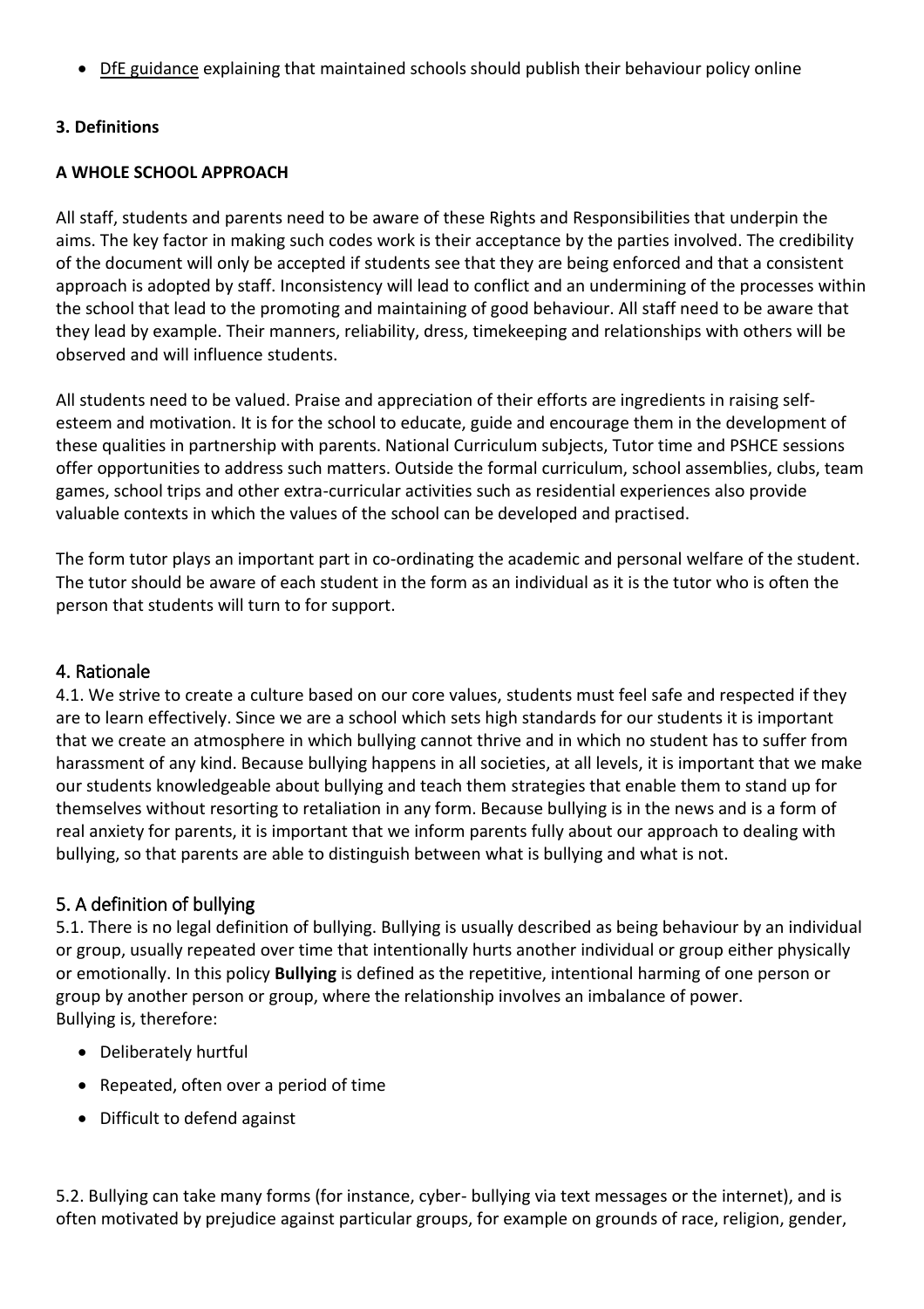- DfE guidance explaining that maintained schools should publish their behaviour policy online

**3. Definitions**

**A WHOLE SCHOOL APPROACH**

All staff, students and parents need to be aware of these Rights and Responsibilities that underpin the aims. The key factor in making such codes work is their acceptance by the parties involved. The credibility of the document will only be accepted if students see that they are being enforced and that a consistent approach is adopted by staff. Inconsistency will lead to conflict and an undermining of the processes within the school that lead to the promoting and maintaining of good behaviour. All staff need to be aware that they lead by example. Their manners, reliability, dress, timekeeping and relationships with others will be observed and will influence students.

All students need to be valued. Praise and appreciation of their efforts are ingredients in raising self-esteem and motivation. It is for the school to educate, guide and encourage them in the development of these qualities in partnership with parents. National Curriculum subjects, Tutor time and PSHCE sessions offer opportunities to address such matters. Outside the formal curriculum, school assemblies, clubs, team games, school trips and other extra-curricular activities such as residential experiences also provide valuable contexts in which the values of the school can be developed and practised.

The form tutor plays an important part in co-ordinating the academic and personal welfare of the student. The tutor should be aware of each student in the form as an individual as it is the tutor who is often the person that students will turn to for support.

## 4. Rationale

4.1. We strive to create a culture based on our core values, students must feel safe and respected if they are to learn effectively. Since we are a school which sets high standards for our students it is important that we create an atmosphere in which bullying cannot thrive and in which no student has to suffer from harassment of any kind. Because bullying happens in all societies, at all levels, it is important that we make our students knowledgeable about bullying and teach them strategies that enable them to stand up for themselves without resorting to retaliation in any form. Because bullying is in the news and is a form of real anxiety for parents, it is important that we inform parents fully about our approach to dealing with bullying, so that parents are able to distinguish between what is bullying and what is not.

## 5. A definition of bullying

5.1. There is no legal definition of bullying. Bullying is usually described as being behaviour by an individual or group, usually repeated over time that intentionally hurts another individual or group either physically or emotionally. In this policy **Bullying** is defined as the repetitive, intentional harming of one person or group by another person or group, where the relationship involves an imbalance of power.
Bullying is, therefore:

- Deliberately hurtful
- Repeated, often over a period of time
- Difficult to defend against

5.2. Bullying can take many forms (for instance, cyber- bullying via text messages or the internet), and is often motivated by prejudice against particular groups, for example on grounds of race, religion, gender,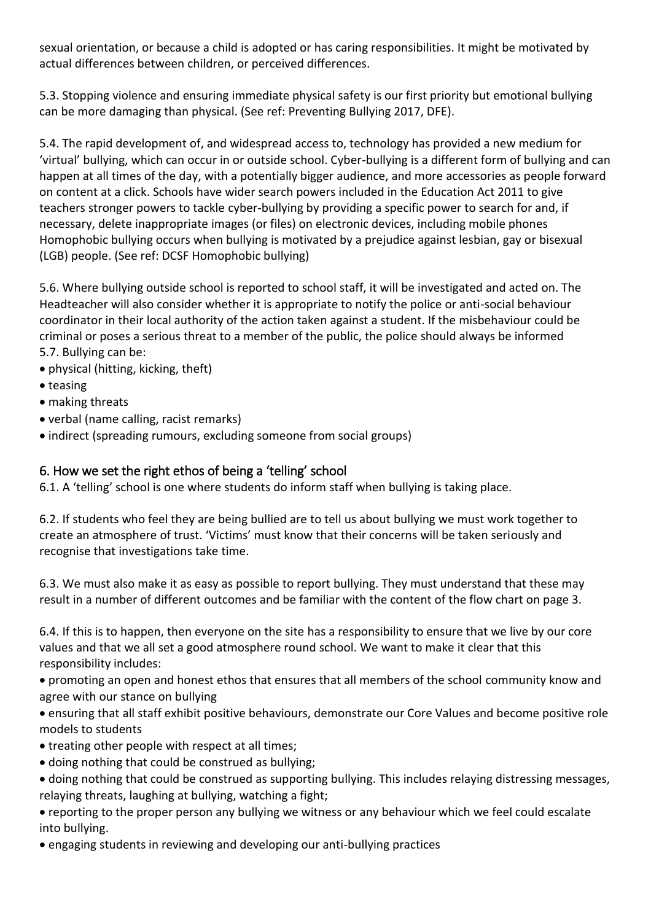sexual orientation, or because a child is adopted or has caring responsibilities. It might be motivated by actual differences between children, or perceived differences.

5.3. Stopping violence and ensuring immediate physical safety is our first priority but emotional bullying can be more damaging than physical. (See ref: Preventing Bullying 2017, DFE).

5.4. The rapid development of, and widespread access to, technology has provided a new medium for 'virtual' bullying, which can occur in or outside school. Cyber-bullying is a different form of bullying and can happen at all times of the day, with a potentially bigger audience, and more accessories as people forward on content at a click. Schools have wider search powers included in the Education Act 2011 to give teachers stronger powers to tackle cyber-bullying by providing a specific power to search for and, if necessary, delete inappropriate images (or files) on electronic devices, including mobile phones Homophobic bullying occurs when bullying is motivated by a prejudice against lesbian, gay or bisexual (LGB) people. (See ref: DCSF Homophobic bullying)

5.6. Where bullying outside school is reported to school staff, it will be investigated and acted on. The Headteacher will also consider whether it is appropriate to notify the police or anti-social behaviour coordinator in their local authority of the action taken against a student. If the misbehaviour could be criminal or poses a serious threat to a member of the public, the police should always be informed
5.7. Bullying can be:

- physical (hitting, kicking, theft)
- teasing
- making threats
- verbal (name calling, racist remarks)
- indirect (spreading rumours, excluding someone from social groups)

## 6. How we set the right ethos of being a 'telling' school

6.1. A 'telling' school is one where students do inform staff when bullying is taking place.

6.2. If students who feel they are being bullied are to tell us about bullying we must work together to create an atmosphere of trust. 'Victims' must know that their concerns will be taken seriously and recognise that investigations take time.

6.3. We must also make it as easy as possible to report bullying. They must understand that these may result in a number of different outcomes and be familiar with the content of the flow chart on page 3.

6.4. If this is to happen, then everyone on the site has a responsibility to ensure that we live by our core values and that we all set a good atmosphere round school. We want to make it clear that this responsibility includes:

- promoting an open and honest ethos that ensures that all members of the school community know and agree with our stance on bullying
- ensuring that all staff exhibit positive behaviours, demonstrate our Core Values and become positive role models to students
- treating other people with respect at all times;
- doing nothing that could be construed as bullying;
- doing nothing that could be construed as supporting bullying. This includes relaying distressing messages, relaying threats, laughing at bullying, watching a fight;
- reporting to the proper person any bullying we witness or any behaviour which we feel could escalate into bullying.
- engaging students in reviewing and developing our anti-bullying practices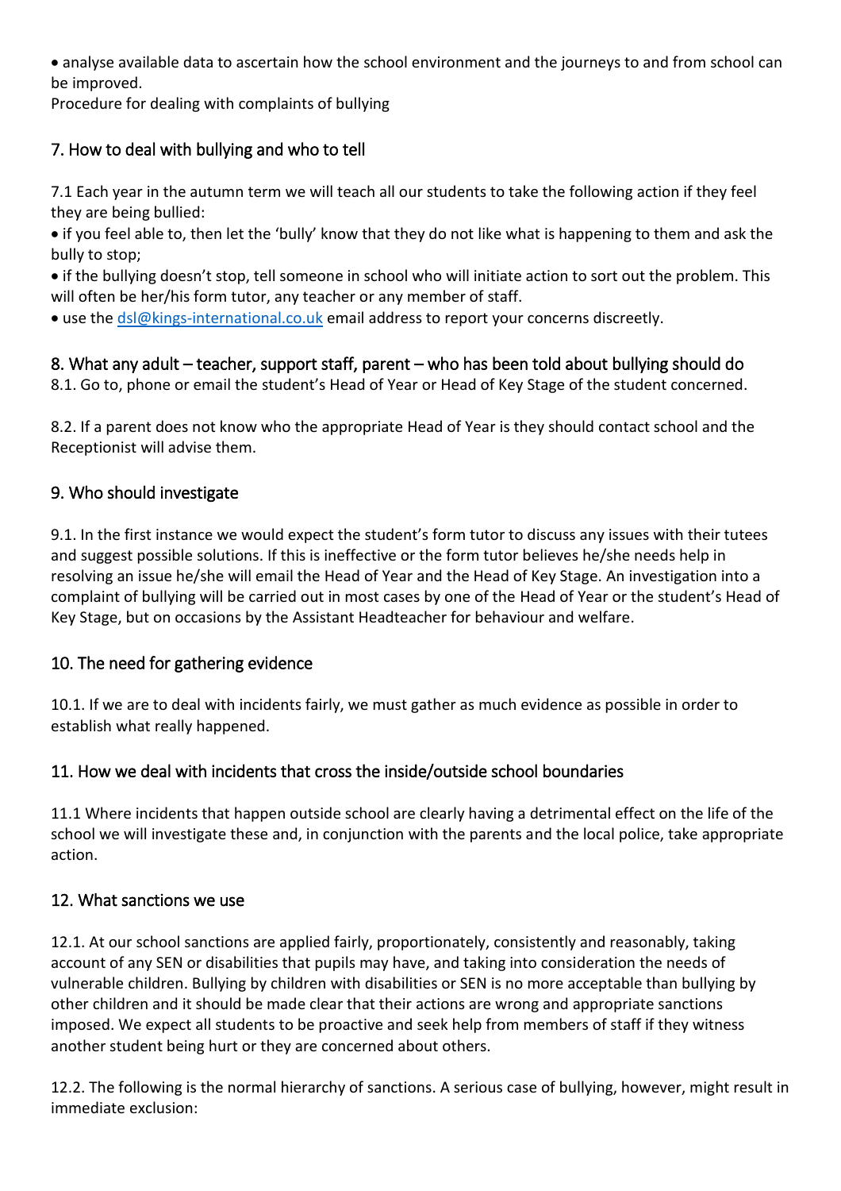- analyse available data to ascertain how the school environment and the journeys to and from school can be improved.

Procedure for dealing with complaints of bullying

## 7. How to deal with bullying and who to tell

7.1 Each year in the autumn term we will teach all our students to take the following action if they feel they are being bullied:

- if you feel able to, then let the 'bully' know that they do not like what is happening to them and ask the bully to stop;
- if the bullying doesn't stop, tell someone in school who will initiate action to sort out the problem. This will often be her/his form tutor, any teacher or any member of staff.
- use the dsl@kings-international.co.uk email address to report your concerns discreetly.

## 8. What any adult – teacher, support staff, parent – who has been told about bullying should do

8.1. Go to, phone or email the student's Head of Year or Head of Key Stage of the student concerned.

8.2. If a parent does not know who the appropriate Head of Year is they should contact school and the Receptionist will advise them.

## 9. Who should investigate

9.1. In the first instance we would expect the student's form tutor to discuss any issues with their tutees and suggest possible solutions. If this is ineffective or the form tutor believes he/she needs help in resolving an issue he/she will email the Head of Year and the Head of Key Stage. An investigation into a complaint of bullying will be carried out in most cases by one of the Head of Year or the student's Head of Key Stage, but on occasions by the Assistant Headteacher for behaviour and welfare.

## 10. The need for gathering evidence

10.1. If we are to deal with incidents fairly, we must gather as much evidence as possible in order to establish what really happened.

## 11. How we deal with incidents that cross the inside/outside school boundaries

11.1 Where incidents that happen outside school are clearly having a detrimental effect on the life of the school we will investigate these and, in conjunction with the parents and the local police, take appropriate action.

## 12. What sanctions we use

12.1. At our school sanctions are applied fairly, proportionately, consistently and reasonably, taking account of any SEN or disabilities that pupils may have, and taking into consideration the needs of vulnerable children. Bullying by children with disabilities or SEN is no more acceptable than bullying by other children and it should be made clear that their actions are wrong and appropriate sanctions imposed. We expect all students to be proactive and seek help from members of staff if they witness another student being hurt or they are concerned about others.

12.2. The following is the normal hierarchy of sanctions. A serious case of bullying, however, might result in immediate exclusion: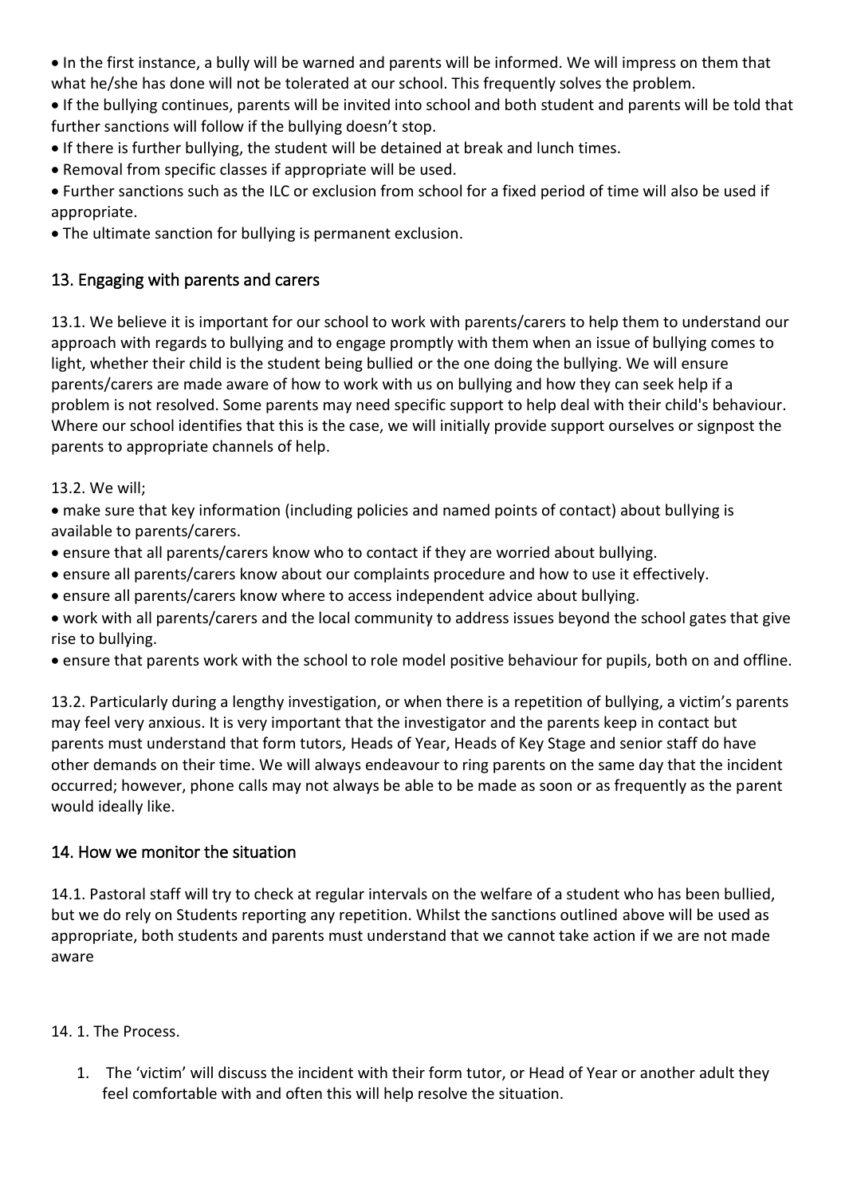- In the first instance, a bully will be warned and parents will be informed. We will impress on them that what he/she has done will not be tolerated at our school. This frequently solves the problem.
- If the bullying continues, parents will be invited into school and both student and parents will be told that further sanctions will follow if the bullying doesn't stop.
- If there is further bullying, the student will be detained at break and lunch times.
- Removal from specific classes if appropriate will be used.
- Further sanctions such as the ILC or exclusion from school for a fixed period of time will also be used if appropriate.
- The ultimate sanction for bullying is permanent exclusion.

## 13. Engaging with parents and carers

13.1. We believe it is important for our school to work with parents/carers to help them to understand our approach with regards to bullying and to engage promptly with them when an issue of bullying comes to light, whether their child is the student being bullied or the one doing the bullying. We will ensure parents/carers are made aware of how to work with us on bullying and how they can seek help if a problem is not resolved. Some parents may need specific support to help deal with their child's behaviour. Where our school identifies that this is the case, we will initially provide support ourselves or signpost the parents to appropriate channels of help.

13.2. We will;

- make sure that key information (including policies and named points of contact) about bullying is available to parents/carers.
- ensure that all parents/carers know who to contact if they are worried about bullying.
- ensure all parents/carers know about our complaints procedure and how to use it effectively.
- ensure all parents/carers know where to access independent advice about bullying.
- work with all parents/carers and the local community to address issues beyond the school gates that give rise to bullying.
- ensure that parents work with the school to role model positive behaviour for pupils, both on and offline.

13.2. Particularly during a lengthy investigation, or when there is a repetition of bullying, a victim's parents may feel very anxious. It is very important that the investigator and the parents keep in contact but parents must understand that form tutors, Heads of Year, Heads of Key Stage and senior staff do have other demands on their time. We will always endeavour to ring parents on the same day that the incident occurred; however, phone calls may not always be able to be made as soon or as frequently as the parent would ideally like.

## 14. How we monitor the situation

14.1. Pastoral staff will try to check at regular intervals on the welfare of a student who has been bullied, but we do rely on Students reporting any repetition. Whilst the sanctions outlined above will be used as appropriate, both students and parents must understand that we cannot take action if we are not made aware

14. 1. The Process.

1. The 'victim' will discuss the incident with their form tutor, or Head of Year or another adult they feel comfortable with and often this will help resolve the situation.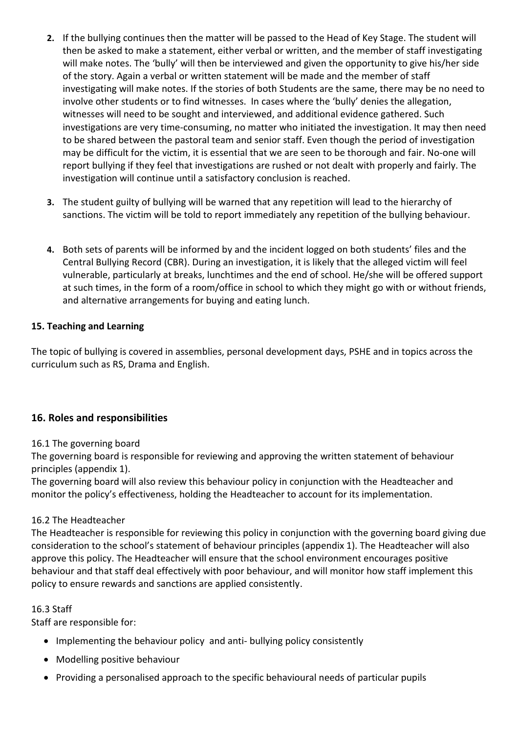2. If the bullying continues then the matter will be passed to the Head of Key Stage. The student will then be asked to make a statement, either verbal or written, and the member of staff investigating will make notes. The 'bully' will then be interviewed and given the opportunity to give his/her side of the story. Again a verbal or written statement will be made and the member of staff investigating will make notes. If the stories of both Students are the same, there may be no need to involve other students or to find witnesses. In cases where the 'bully' denies the allegation, witnesses will need to be sought and interviewed, and additional evidence gathered. Such investigations are very time-consuming, no matter who initiated the investigation. It may then need to be shared between the pastoral team and senior staff. Even though the period of investigation may be difficult for the victim, it is essential that we are seen to be thorough and fair. No-one will report bullying if they feel that investigations are rushed or not dealt with properly and fairly. The investigation will continue until a satisfactory conclusion is reached.

3. The student guilty of bullying will be warned that any repetition will lead to the hierarchy of sanctions. The victim will be told to report immediately any repetition of the bullying behaviour.

4. Both sets of parents will be informed by and the incident logged on both students' files and the Central Bullying Record (CBR). During an investigation, it is likely that the alleged victim will feel vulnerable, particularly at breaks, lunchtimes and the end of school. He/she will be offered support at such times, in the form of a room/office in school to which they might go with or without friends, and alternative arrangements for buying and eating lunch.

**15. Teaching and Learning**

The topic of bullying is covered in assemblies, personal development days, PSHE and in topics across the curriculum such as RS, Drama and English.

## 16. Roles and responsibilities

16.1 The governing board

The governing board is responsible for reviewing and approving the written statement of behaviour principles (appendix 1).

The governing board will also review this behaviour policy in conjunction with the Headteacher and monitor the policy's effectiveness, holding the Headteacher to account for its implementation.

16.2 The Headteacher

The Headteacher is responsible for reviewing this policy in conjunction with the governing board giving due consideration to the school's statement of behaviour principles (appendix 1). The Headteacher will also approve this policy. The Headteacher will ensure that the school environment encourages positive behaviour and that staff deal effectively with poor behaviour, and will monitor how staff implement this policy to ensure rewards and sanctions are applied consistently.

16.3 Staff

Staff are responsible for:

- Implementing the behaviour policy and anti- bullying policy consistently
- Modelling positive behaviour
- Providing a personalised approach to the specific behavioural needs of particular pupils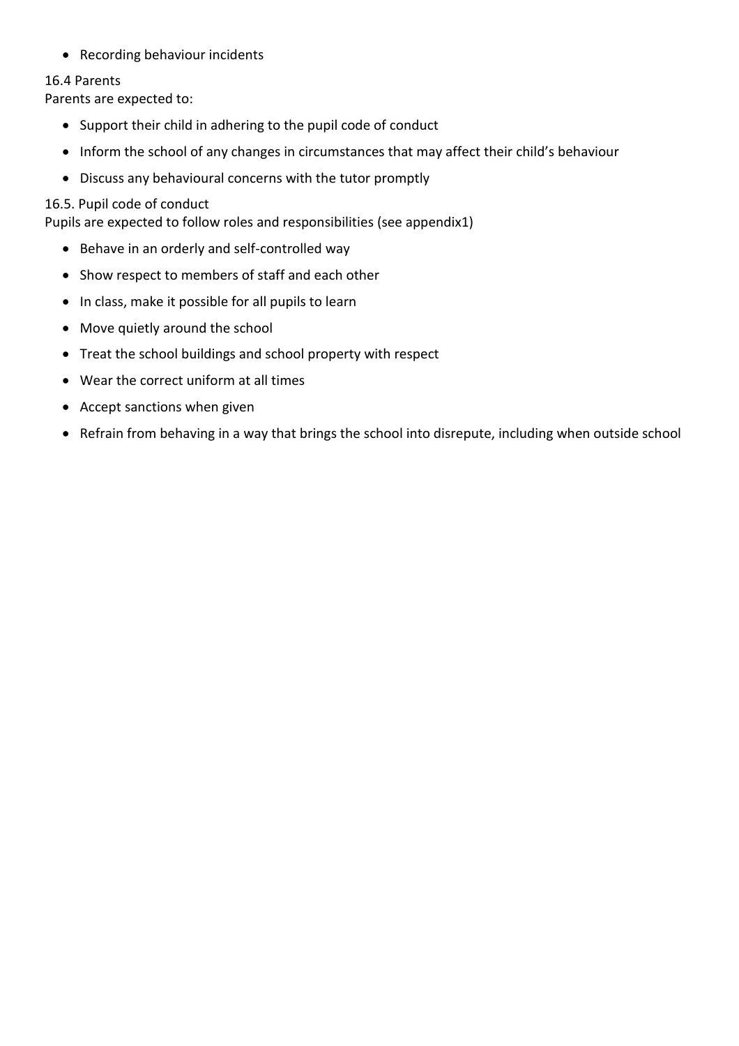- Recording behaviour incidents

### 16.4 Parents

Parents are expected to:

- Support their child in adhering to the pupil code of conduct
- Inform the school of any changes in circumstances that may affect their child's behaviour
- Discuss any behavioural concerns with the tutor promptly

### 16.5. Pupil code of conduct

Pupils are expected to follow roles and responsibilities (see appendix1)

- Behave in an orderly and self-controlled way
- Show respect to members of staff and each other
- In class, make it possible for all pupils to learn
- Move quietly around the school
- Treat the school buildings and school property with respect
- Wear the correct uniform at all times
- Accept sanctions when given
- Refrain from behaving in a way that brings the school into disrepute, including when outside school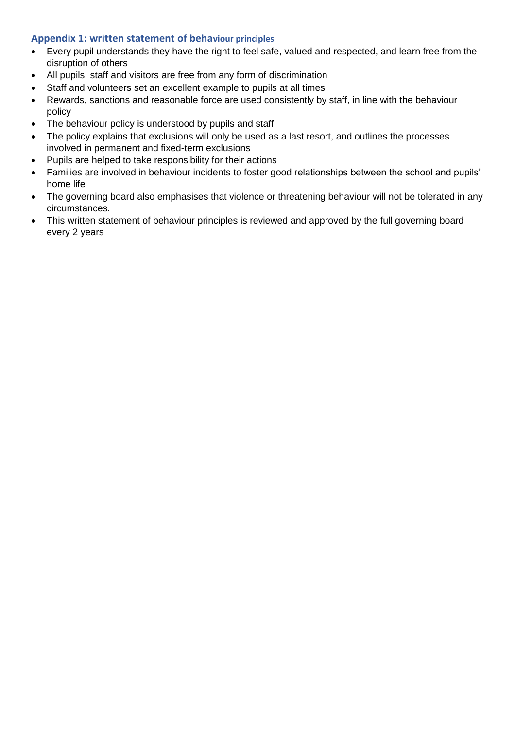## Appendix 1: written statement of behaviour principles

- Every pupil understands they have the right to feel safe, valued and respected, and learn free from the disruption of others
- All pupils, staff and visitors are free from any form of discrimination
- Staff and volunteers set an excellent example to pupils at all times
- Rewards, sanctions and reasonable force are used consistently by staff, in line with the behaviour policy
- The behaviour policy is understood by pupils and staff
- The policy explains that exclusions will only be used as a last resort, and outlines the processes involved in permanent and fixed-term exclusions
- Pupils are helped to take responsibility for their actions
- Families are involved in behaviour incidents to foster good relationships between the school and pupils' home life
- The governing board also emphasises that violence or threatening behaviour will not be tolerated in any circumstances.
- This written statement of behaviour principles is reviewed and approved by the full governing board every 2 years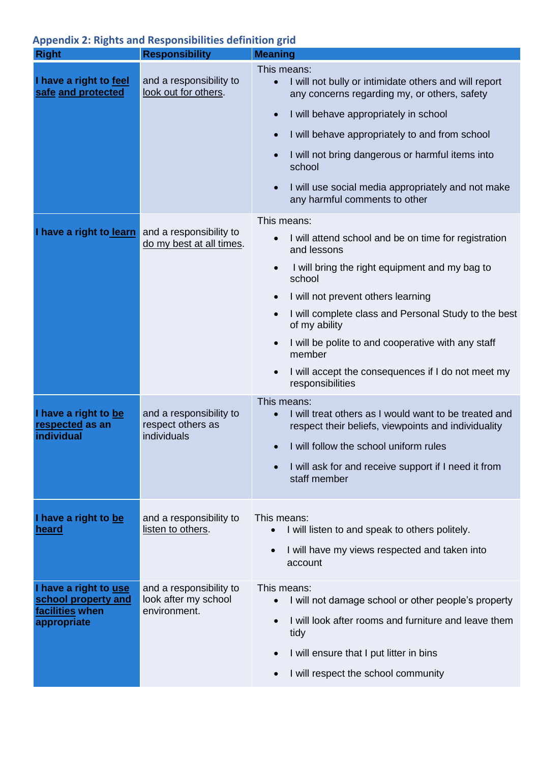## Appendix 2: Rights and Responsibilities definition grid

| Right | Responsibility | Meaning |
|---|---|---|
| **I have a right to feel safe and protected** | and a responsibility to look out for others. | This means:<br>• I will not bully or intimidate others and will report any concerns regarding my, or others, safety<br>• I will behave appropriately in school<br>• I will behave appropriately to and from school<br>• I will not bring dangerous or harmful items into school<br>• I will use social media appropriately and not make any harmful comments to other |
| **I have a right to learn** | and a responsibility to do my best at all times. | This means:<br>• I will attend school and be on time for registration and lessons<br>• I will bring the right equipment and my bag to school<br>• I will not prevent others learning<br>• I will complete class and Personal Study to the best of my ability<br>• I will be polite to and cooperative with any staff member<br>• I will accept the consequences if I do not meet my responsibilities |
| **I have a right to be respected as an individual** | and a responsibility to respect others as individuals | This means:<br>• I will treat others as I would want to be treated and respect their beliefs, viewpoints and individuality<br>• I will follow the school uniform rules<br>• I will ask for and receive support if I need it from staff member |
| **I have a right to be heard** | and a responsibility to listen to others. | This means:<br>• I will listen to and speak to others politely.<br>• I will have my views respected and taken into account |
| **I have a right to use school property and facilities when appropriate** | and a responsibility to look after my school environment. | This means:<br>• I will not damage school or other people's property<br>• I will look after rooms and furniture and leave them tidy<br>• I will ensure that I put litter in bins<br>• I will respect the school community |